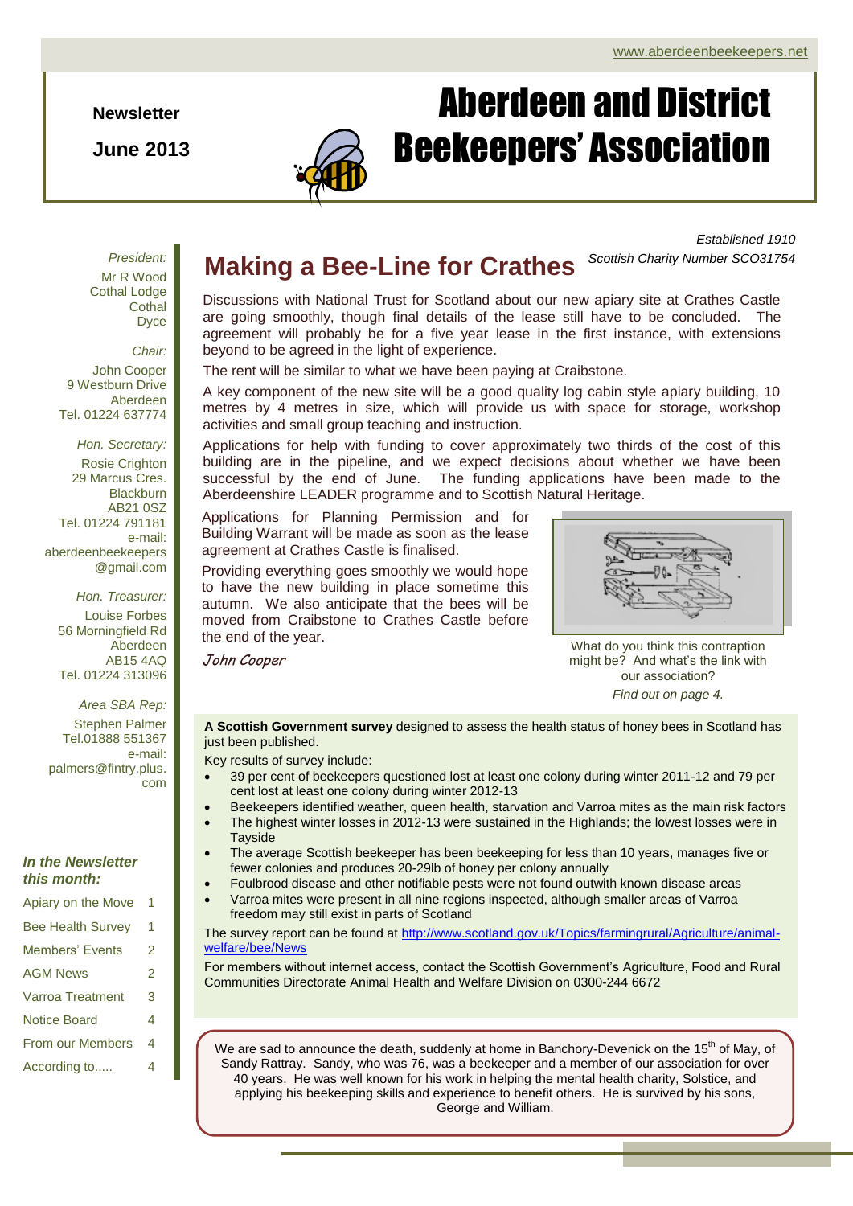www.aberdeenbeekeepers.net

**Newsletter**

**June 2013**

# Aberdeen and District Beekeepers' Association

*Established 1910*
*Scottish Charity Number SCO31754*

*President:*
Mr R Wood
Cothal Lodge
Cothal
Dyce

*Chair:*
John Cooper
9 Westburn Drive
Aberdeen
Tel. 01224 637774

*Hon. Secretary:*
Rosie Crighton
29 Marcus Cres.
Blackburn
AB21 0SZ
Tel. 01224 791181
e-mail:
aberdeenbeekeepers@gmail.com

*Hon. Treasurer:*
Louise Forbes
56 Morningfield Rd
Aberdeen
AB15 4AQ
Tel. 01224 313096

*Area SBA Rep:*
Stephen Palmer
Tel.01888 551367
e-mail:
palmers@fintry.plus.com

***In the Newsletter this month:***

| | |
|---|---|
| Apiary on the Move | 1 |
| Bee Health Survey | 1 |
| Members' Events | 2 |
| AGM News | 2 |
| Varroa Treatment | 3 |
| Notice Board | 4 |
| From our Members | 4 |
| According to..... | 4 |

## Making a Bee-Line for Crathes

Discussions with National Trust for Scotland about our new apiary site at Crathes Castle are going smoothly, though final details of the lease still have to be concluded. The agreement will probably be for a five year lease in the first instance, with extensions beyond to be agreed in the light of experience.

The rent will be similar to what we have been paying at Craibstone.

A key component of the new site will be a good quality log cabin style apiary building, 10 metres by 4 metres in size, which will provide us with space for storage, workshop activities and small group teaching and instruction.

Applications for help with funding to cover approximately two thirds of the cost of this building are in the pipeline, and we expect decisions about whether we have been successful by the end of June. The funding applications have been made to the Aberdeenshire LEADER programme and to Scottish Natural Heritage.

Applications for Planning Permission and for Building Warrant will be made as soon as the lease agreement at Crathes Castle is finalised.

Providing everything goes smoothly we would hope to have the new building in place sometime this autumn. We also anticipate that the bees will be moved from Craibstone to Crathes Castle before the end of the year.

*John Cooper*

What do you think this contraption might be? And what's the link with our association?
*Find out on page 4.*

**A Scottish Government survey** designed to assess the health status of honey bees in Scotland has just been published.

Key results of survey include:

- 39 per cent of beekeepers questioned lost at least one colony during winter 2011-12 and 79 per cent lost at least one colony during winter 2012-13
- Beekeepers identified weather, queen health, starvation and Varroa mites as the main risk factors
- The highest winter losses in 2012-13 were sustained in the Highlands; the lowest losses were in Tayside
- The average Scottish beekeeper has been beekeeping for less than 10 years, manages five or fewer colonies and produces 20-29lb of honey per colony annually
- Foulbrood disease and other notifiable pests were not found outwith known disease areas
- Varroa mites were present in all nine regions inspected, although smaller areas of Varroa freedom may still exist in parts of Scotland

The survey report can be found at http://www.scotland.gov.uk/Topics/farmingrural/Agriculture/animal-welfare/bee/News

For members without internet access, contact the Scottish Government's Agriculture, Food and Rural Communities Directorate Animal Health and Welfare Division on 0300-244 6672

We are sad to announce the death, suddenly at home in Banchory-Devenick on the 15th of May, of Sandy Rattray. Sandy, who was 76, was a beekeeper and a member of our association for over 40 years. He was well known for his work in helping the mental health charity, Solstice, and applying his beekeeping skills and experience to benefit others. He is survived by his sons, George and William.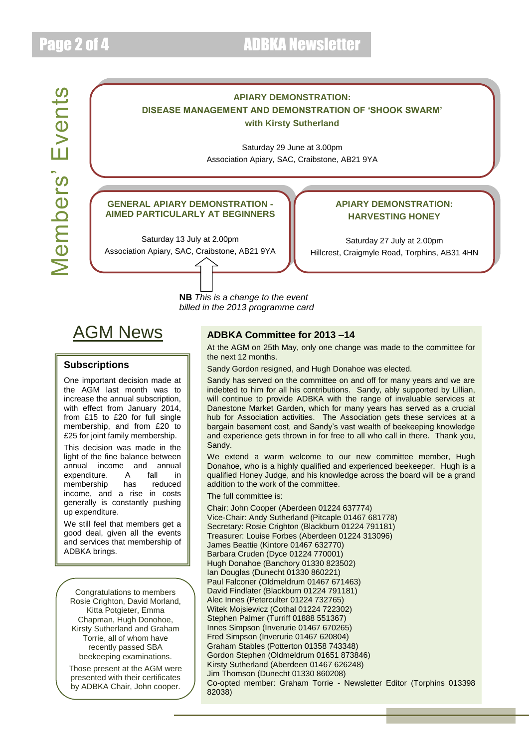# Members' Events

**APIARY DEMONSTRATION:**
**DISEASE MANAGEMENT AND DEMONSTRATION OF 'SHOOK SWARM'**
**with Kirsty Sutherland**

Saturday 29 June at 3.00pm
Association Apiary, SAC, Craibstone, AB21 9YA

**GENERAL APIARY DEMONSTRATION - AIMED PARTICULARLY AT BEGINNERS**

Saturday 13 July at 2.00pm
Association Apiary, SAC, Craibstone, AB21 9YA

**NB** *This is a change to the event billed in the 2013 programme card*

**APIARY DEMONSTRATION: HARVESTING HONEY**

Saturday 27 July at 2.00pm
Hillcrest, Craigmyle Road, Torphins, AB31 4HN

# AGM News

## Subscriptions

One important decision made at the AGM last month was to increase the annual subscription, with effect from January 2014, from £15 to £20 for full single membership, and from £20 to £25 for joint family membership.

This decision was made in the light of the fine balance between annual income and annual expenditure. A fall in membership has reduced income, and a rise in costs generally is constantly pushing up expenditure.

We still feel that members get a good deal, given all the events and services that membership of ADBKA brings.

Congratulations to members Rosie Crighton, David Morland, Kitta Potgieter, Emma Chapman, Hugh Donohoe, Kirsty Sutherland and Graham Torrie, all of whom have recently passed SBA beekeeping examinations.

Those present at the AGM were presented with their certificates by ADBKA Chair, John cooper.

## ADBKA Committee for 2013 –14

At the AGM on 25th May, only one change was made to the committee for the next 12 months.

Sandy Gordon resigned, and Hugh Donahoe was elected.

Sandy has served on the committee on and off for many years and we are indebted to him for all his contributions. Sandy, ably supported by Lillian, will continue to provide ADBKA with the range of invaluable services at Danestone Market Garden, which for many years has served as a crucial hub for Association activities. The Association gets these services at a bargain basement cost, and Sandy's vast wealth of beekeeping knowledge and experience gets thrown in for free to all who call in there. Thank you, Sandy.

We extend a warm welcome to our new committee member, Hugh Donahoe, who is a highly qualified and experienced beekeeper. Hugh is a qualified Honey Judge, and his knowledge across the board will be a grand addition to the work of the committee.

The full committee is:

Chair: John Cooper (Aberdeen 01224 637774)
Vice-Chair: Andy Sutherland (Pitcaple 01467 681778)
Secretary: Rosie Crighton (Blackburn 01224 791181)
Treasurer: Louise Forbes (Aberdeen 01224 313096)
James Beattie (Kintore 01467 632770)
Barbara Cruden (Dyce 01224 770001)
Hugh Donahoe (Banchory 01330 823502)
Ian Douglas (Dunecht 01330 860221)
Paul Falconer (Oldmeldrum 01467 671463)
David Findlater (Blackburn 01224 791181)
Alec Innes (Peterculter 01224 732765)
Witek Mojsiewicz (Cothal 01224 722302)
Stephen Palmer (Turriff 01888 551367)
Innes Simpson (Inverurie 01467 670265)
Fred Simpson (Inverurie 01467 620804)
Graham Stables (Potterton 01358 743348)
Gordon Stephen (Oldmeldrum 01651 873846)
Kirsty Sutherland (Aberdeen 01467 626248)
Jim Thomson (Dunecht 01330 860208)
Co-opted member: Graham Torrie - Newsletter Editor (Torphins 013398 82038)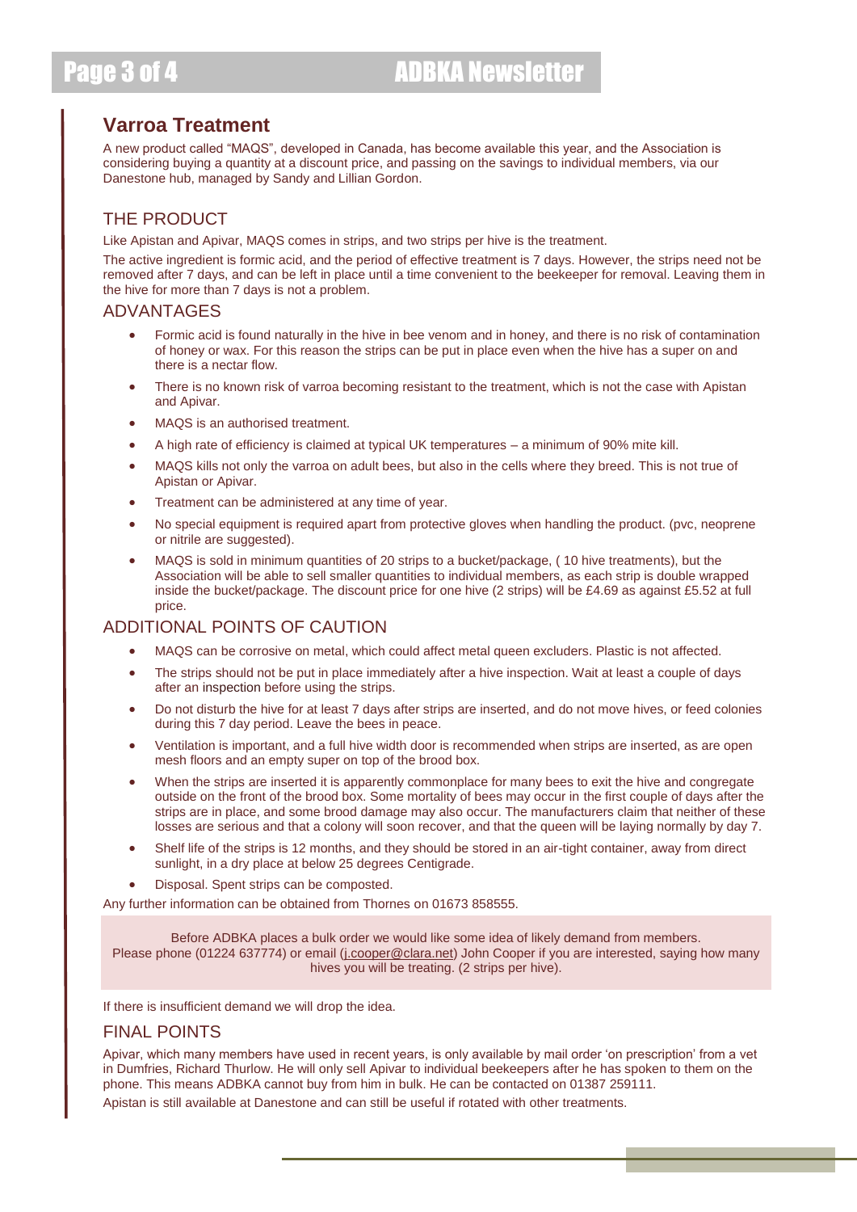## Varroa Treatment

A new product called "MAQS", developed in Canada, has become available this year, and the Association is considering buying a quantity at a discount price, and passing on the savings to individual members, via our Danestone hub, managed by Sandy and Lillian Gordon.

### THE PRODUCT

Like Apistan and Apivar, MAQS comes in strips, and two strips per hive is the treatment.

The active ingredient is formic acid, and the period of effective treatment is 7 days. However, the strips need not be removed after 7 days, and can be left in place until a time convenient to the beekeeper for removal. Leaving them in the hive for more than 7 days is not a problem.

### ADVANTAGES

- Formic acid is found naturally in the hive in bee venom and in honey, and there is no risk of contamination of honey or wax. For this reason the strips can be put in place even when the hive has a super on and there is a nectar flow.
- There is no known risk of varroa becoming resistant to the treatment, which is not the case with Apistan and Apivar.
- MAQS is an authorised treatment.
- A high rate of efficiency is claimed at typical UK temperatures – a minimum of 90% mite kill.
- MAQS kills not only the varroa on adult bees, but also in the cells where they breed. This is not true of Apistan or Apivar.
- Treatment can be administered at any time of year.
- No special equipment is required apart from protective gloves when handling the product. (pvc, neoprene or nitrile are suggested).
- MAQS is sold in minimum quantities of 20 strips to a bucket/package, ( 10 hive treatments), but the Association will be able to sell smaller quantities to individual members, as each strip is double wrapped inside the bucket/package. The discount price for one hive (2 strips) will be £4.69 as against £5.52 at full price.

### ADDITIONAL POINTS OF CAUTION

- MAQS can be corrosive on metal, which could affect metal queen excluders. Plastic is not affected.
- The strips should not be put in place immediately after a hive inspection. Wait at least a couple of days after an inspection before using the strips.
- Do not disturb the hive for at least 7 days after strips are inserted, and do not move hives, or feed colonies during this 7 day period. Leave the bees in peace.
- Ventilation is important, and a full hive width door is recommended when strips are inserted, as are open mesh floors and an empty super on top of the brood box.
- When the strips are inserted it is apparently commonplace for many bees to exit the hive and congregate outside on the front of the brood box. Some mortality of bees may occur in the first couple of days after the strips are in place, and some brood damage may also occur. The manufacturers claim that neither of these losses are serious and that a colony will soon recover, and that the queen will be laying normally by day 7.
- Shelf life of the strips is 12 months, and they should be stored in an air-tight container, away from direct sunlight, in a dry place at below 25 degrees Centigrade.
- Disposal. Spent strips can be composted.

Any further information can be obtained from Thornes on 01673 858555.

Before ADBKA places a bulk order we would like some idea of likely demand from members. Please phone (01224 637774) or email (j.cooper@clara.net) John Cooper if you are interested, saying how many hives you will be treating. (2 strips per hive).

If there is insufficient demand we will drop the idea.

### FINAL POINTS

Apivar, which many members have used in recent years, is only available by mail order 'on prescription' from a vet in Dumfries, Richard Thurlow. He will only sell Apivar to individual beekeepers after he has spoken to them on the phone. This means ADBKA cannot buy from him in bulk. He can be contacted on 01387 259111.

Apistan is still available at Danestone and can still be useful if rotated with other treatments.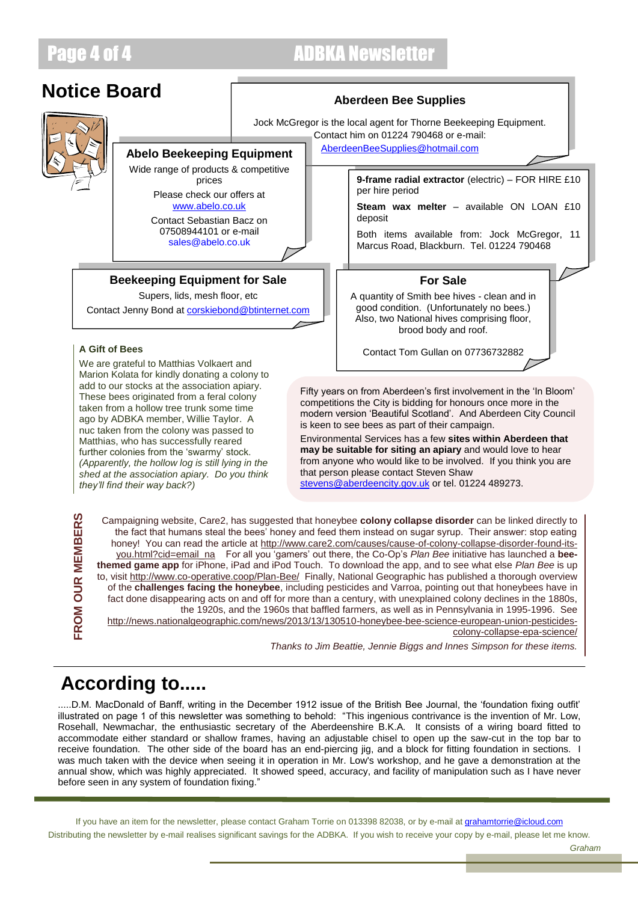# Notice Board

### Aberdeen Bee Supplies

Jock McGregor is the local agent for Thorne Beekeeping Equipment. Contact him on 01224 790468 or e-mail: AberdeenBeeSupplies@hotmail.com

### Abelo Beekeeping Equipment

Wide range of products & competitive prices

Please check our offers at www.abelo.co.uk

Contact Sebastian Bacz on 07508944101 or e-mail sales@abelo.co.uk

**9-frame radial extractor** (electric) – FOR HIRE £10 per hire period

**Steam wax melter** – available ON LOAN £10 deposit

Both items available from: Jock McGregor, 11 Marcus Road, Blackburn. Tel. 01224 790468

### Beekeeping Equipment for Sale

Supers, lids, mesh floor, etc

Contact Jenny Bond at corskiebond@btinternet.com

### For Sale

A quantity of Smith bee hives - clean and in good condition. (Unfortunately no bees.) Also, two National hives comprising floor, brood body and roof.

Contact Tom Gullan on 07736732882

**A Gift of Bees**

We are grateful to Matthias Volkaert and Marion Kolata for kindly donating a colony to add to our stocks at the association apiary. These bees originated from a feral colony taken from a hollow tree trunk some time ago by ADBKA member, Willie Taylor. A nuc taken from the colony was passed to Matthias, who has successfully reared further colonies from the 'swarmy' stock. *(Apparently, the hollow log is still lying in the shed at the association apiary. Do you think they'll find their way back?)*

Fifty years on from Aberdeen's first involvement in the 'In Bloom' competitions the City is bidding for honours once more in the modern version 'Beautiful Scotland'. And Aberdeen City Council is keen to see bees as part of their campaign.

Environmental Services has a few **sites within Aberdeen that may be suitable for siting an apiary** and would love to hear from anyone who would like to be involved. If you think you are that person please contact Steven Shaw stevens@aberdeencity.gov.uk or tel. 01224 489273.

**FROM OUR MEMBERS**

Campaigning website, Care2, has suggested that honeybee **colony collapse disorder** can be linked directly to the fact that humans steal the bees' honey and feed them instead on sugar syrup. Their answer: stop eating honey! You can read the article at http://www.care2.com/causes/cause-of-colony-collapse-disorder-found-its-you.html?cid=email_na For all you 'gamers' out there, the Co-Op's *Plan Bee* initiative has launched a **bee-themed game app** for iPhone, iPad and iPod Touch. To download the app, and to see what else *Plan Bee* is up to, visit http://www.co-operative.coop/Plan-Bee/ Finally, National Geographic has published a thorough overview of the **challenges facing the honeybee**, including pesticides and Varroa, pointing out that honeybees have in fact done disappearing acts on and off for more than a century, with unexplained colony declines in the 1880s, the 1920s, and the 1960s that baffled farmers, as well as in Pennsylvania in 1995-1996. See http://news.nationalgeographic.com/news/2013/13/130510-honeybee-bee-science-european-union-pesticides-colony-collapse-epa-science/

*Thanks to Jim Beattie, Jennie Biggs and Innes Simpson for these items.*

# According to.....

.....D.M. MacDonald of Banff, writing in the December 1912 issue of the British Bee Journal, the 'foundation fixing outfit' illustrated on page 1 of this newsletter was something to behold: "This ingenious contrivance is the invention of Mr. Low, Rosehall, Newmachar, the enthusiastic secretary of the Aberdeenshire B.K.A. It consists of a wiring board fitted to accommodate either standard or shallow frames, having an adjustable chisel to open up the saw-cut in the top bar to receive foundation. The other side of the board has an end-piercing jig, and a block for fitting foundation in sections. I was much taken with the device when seeing it in operation in Mr. Low's workshop, and he gave a demonstration at the annual show, which was highly appreciated. It showed speed, accuracy, and facility of manipulation such as I have never before seen in any system of foundation fixing."

If you have an item for the newsletter, please contact Graham Torrie on 013398 82038, or by e-mail at grahamtorrie@icloud.com

Distributing the newsletter by e-mail realises significant savings for the ADBKA. If you wish to receive your copy by e-mail, please let me know.

*Graham*